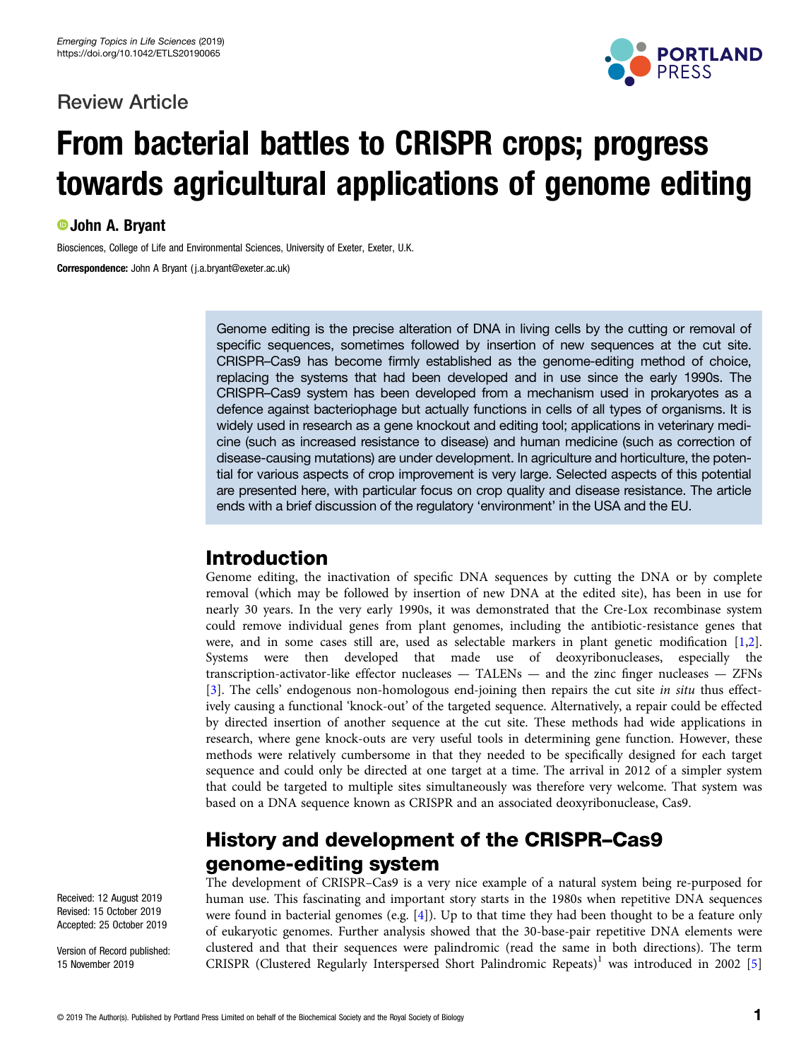Review Article

# From bacterial battles to CRISPR crops; progress towards agricultural applications of genome editing

**John A. Bryant**

Biosciences, College of Life and Environmental Sciences, University of Exeter, Exeter, U.K.

**Correspondence:** John A Bryant (j.a.bryant@exeter.ac.uk)

Genome editing is the precise alteration of DNA in living cells by the cutting or removal of specific sequences, sometimes followed by insertion of new sequences at the cut site. CRISPR–Cas9 has become firmly established as the genome-editing method of choice, replacing the systems that had been developed and in use since the early 1990s. The CRISPR–Cas9 system has been developed from a mechanism used in prokaryotes as a defence against bacteriophage but actually functions in cells of all types of organisms. It is widely used in research as a gene knockout and editing tool; applications in veterinary medicine (such as increased resistance to disease) and human medicine (such as correction of disease-causing mutations) are under development. In agriculture and horticulture, the potential for various aspects of crop improvement is very large. Selected aspects of this potential are presented here, with particular focus on crop quality and disease resistance. The article ends with a brief discussion of the regulatory 'environment' in the USA and the EU.

Received: 12 August 2019
Revised: 15 October 2019
Accepted: 25 October 2019

Version of Record published: 15 November 2019

## Introduction

Genome editing, the inactivation of specific DNA sequences by cutting the DNA or by complete removal (which may be followed by insertion of new DNA at the edited site), has been in use for nearly 30 years. In the very early 1990s, it was demonstrated that the Cre-Lox recombinase system could remove individual genes from plant genomes, including the antibiotic-resistance genes that were, and in some cases still are, used as selectable markers in plant genetic modification [1,2]. Systems were then developed that made use of deoxyribonucleases, especially the transcription-activator-like effector nucleases — TALENs — and the zinc finger nucleases — ZFNs [3]. The cells' endogenous non-homologous end-joining then repairs the cut site *in situ* thus effectively causing a functional 'knock-out' of the targeted sequence. Alternatively, a repair could be effected by directed insertion of another sequence at the cut site. These methods had wide applications in research, where gene knock-outs are very useful tools in determining gene function. However, these methods were relatively cumbersome in that they needed to be specifically designed for each target sequence and could only be directed at one target at a time. The arrival in 2012 of a simpler system that could be targeted to multiple sites simultaneously was therefore very welcome. That system was based on a DNA sequence known as CRISPR and an associated deoxyribonuclease, Cas9.

## History and development of the CRISPR–Cas9 genome-editing system

The development of CRISPR–Cas9 is a very nice example of a natural system being re-purposed for human use. This fascinating and important story starts in the 1980s when repetitive DNA sequences were found in bacterial genomes (e.g. [4]). Up to that time they had been thought to be a feature only of eukaryotic genomes. Further analysis showed that the 30-base-pair repetitive DNA elements were clustered and that their sequences were palindromic (read the same in both directions). The term CRISPR (Clustered Regularly Interspersed Short Palindromic Repeats)[1] was introduced in 2002 [5]

© 2019 The Author(s). Published by Portland Press Limited on behalf of the Biochemical Society and the Royal Society of Biology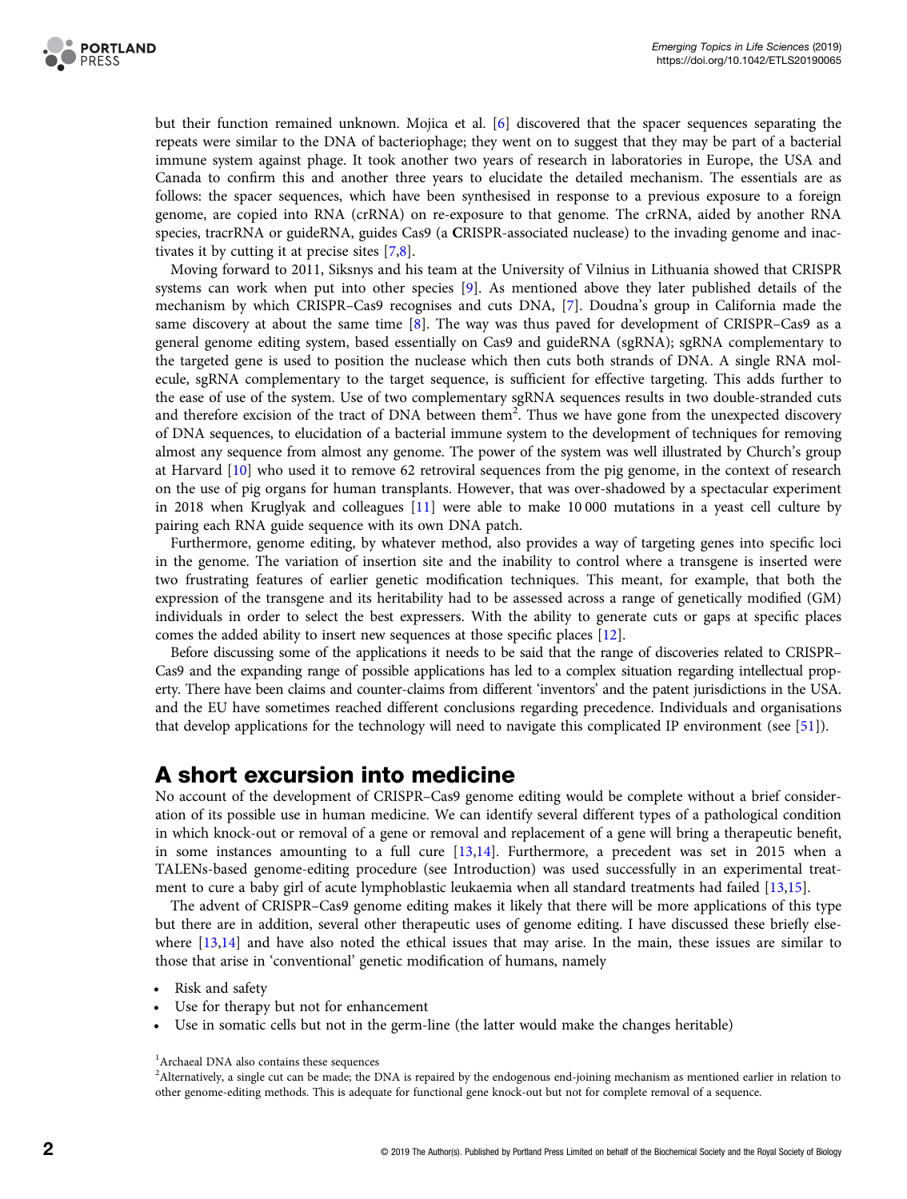but their function remained unknown. Mojica et al. [6] discovered that the spacer sequences separating the repeats were similar to the DNA of bacteriophage; they went on to suggest that they may be part of a bacterial immune system against phage. It took another two years of research in laboratories in Europe, the USA and Canada to confirm this and another three years to elucidate the detailed mechanism. The essentials are as follows: the spacer sequences, which have been synthesised in response to a previous exposure to a foreign genome, are copied into RNA (crRNA) on re-exposure to that genome. The crRNA, aided by another RNA species, tracrRNA or guideRNA, guides Cas9 (a **C**RISPR-associated nuclease) to the invading genome and inactivates it by cutting it at precise sites [7,8].

Moving forward to 2011, Siksnys and his team at the University of Vilnius in Lithuania showed that CRISPR systems can work when put into other species [9]. As mentioned above they later published details of the mechanism by which CRISPR–Cas9 recognises and cuts DNA, [7]. Doudna's group in California made the same discovery at about the same time [8]. The way was thus paved for development of CRISPR–Cas9 as a general genome editing system, based essentially on Cas9 and guideRNA (sgRNA); sgRNA complementary to the targeted gene is used to position the nuclease which then cuts both strands of DNA. A single RNA molecule, sgRNA complementary to the target sequence, is sufficient for effective targeting. This adds further to the ease of use of the system. Use of two complementary sgRNA sequences results in two double-stranded cuts and therefore excision of the tract of DNA between them[2]. Thus we have gone from the unexpected discovery of DNA sequences, to elucidation of a bacterial immune system to the development of techniques for removing almost any sequence from almost any genome. The power of the system was well illustrated by Church's group at Harvard [10] who used it to remove 62 retroviral sequences from the pig genome, in the context of research on the use of pig organs for human transplants. However, that was over-shadowed by a spectacular experiment in 2018 when Kruglyak and colleagues [11] were able to make 10 000 mutations in a yeast cell culture by pairing each RNA guide sequence with its own DNA patch.

Furthermore, genome editing, by whatever method, also provides a way of targeting genes into specific loci in the genome. The variation of insertion site and the inability to control where a transgene is inserted were two frustrating features of earlier genetic modification techniques. This meant, for example, that both the expression of the transgene and its heritability had to be assessed across a range of genetically modified (GM) individuals in order to select the best expressers. With the ability to generate cuts or gaps at specific places comes the added ability to insert new sequences at those specific places [12].

Before discussing some of the applications it needs to be said that the range of discoveries related to CRISPR–Cas9 and the expanding range of possible applications has led to a complex situation regarding intellectual property. There have been claims and counter-claims from different 'inventors' and the patent jurisdictions in the USA. and the EU have sometimes reached different conclusions regarding precedence. Individuals and organisations that develop applications for the technology will need to navigate this complicated IP environment (see [51]).

## A short excursion into medicine

No account of the development of CRISPR–Cas9 genome editing would be complete without a brief consideration of its possible use in human medicine. We can identify several different types of a pathological condition in which knock-out or removal of a gene or removal and replacement of a gene will bring a therapeutic benefit, in some instances amounting to a full cure [13,14]. Furthermore, a precedent was set in 2015 when a TALENs-based genome-editing procedure (see Introduction) was used successfully in an experimental treatment to cure a baby girl of acute lymphoblastic leukaemia when all standard treatments had failed [13,15].

The advent of CRISPR–Cas9 genome editing makes it likely that there will be more applications of this type but there are in addition, several other therapeutic uses of genome editing. I have discussed these briefly elsewhere [13,14] and have also noted the ethical issues that may arise. In the main, these issues are similar to those that arise in 'conventional' genetic modification of humans, namely

- Risk and safety
- Use for therapy but not for enhancement
- Use in somatic cells but not in the germ-line (the latter would make the changes heritable)

[1]Archaeal DNA also contains these sequences

[2]Alternatively, a single cut can be made; the DNA is repaired by the endogenous end-joining mechanism as mentioned earlier in relation to other genome-editing methods. This is adequate for functional gene knock-out but not for complete removal of a sequence.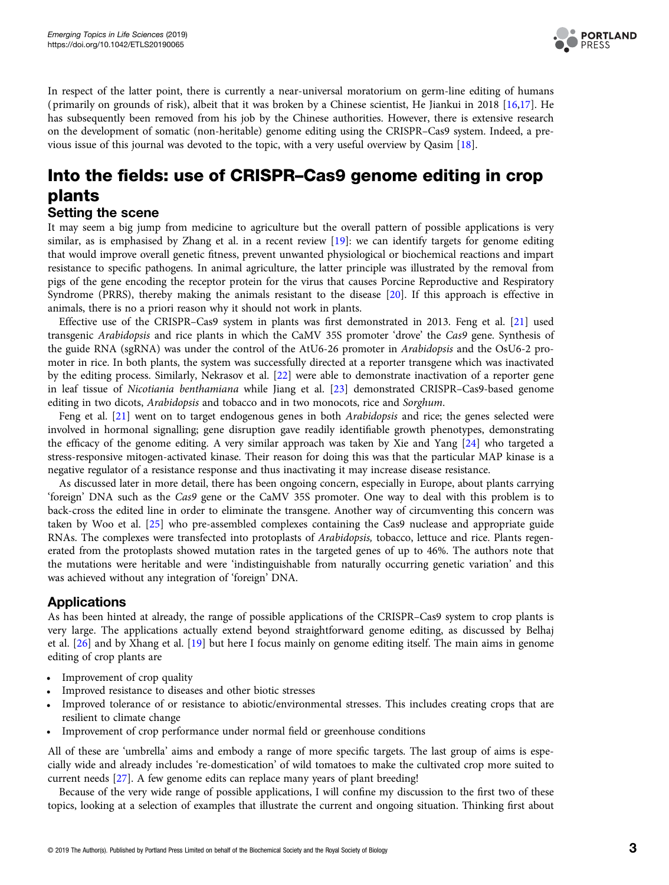In respect of the latter point, there is currently a near-universal moratorium on germ-line editing of humans (primarily on grounds of risk), albeit that it was broken by a Chinese scientist, He Jiankui in 2018 [16,17]. He has subsequently been removed from his job by the Chinese authorities. However, there is extensive research on the development of somatic (non-heritable) genome editing using the CRISPR–Cas9 system. Indeed, a previous issue of this journal was devoted to the topic, with a very useful overview by Qasim [18].

## Into the fields: use of CRISPR–Cas9 genome editing in crop plants

### Setting the scene

It may seem a big jump from medicine to agriculture but the overall pattern of possible applications is very similar, as is emphasised by Zhang et al. in a recent review [19]: we can identify targets for genome editing that would improve overall genetic fitness, prevent unwanted physiological or biochemical reactions and impart resistance to specific pathogens. In animal agriculture, the latter principle was illustrated by the removal from pigs of the gene encoding the receptor protein for the virus that causes Porcine Reproductive and Respiratory Syndrome (PRRS), thereby making the animals resistant to the disease [20]. If this approach is effective in animals, there is no a priori reason why it should not work in plants.

Effective use of the CRISPR–Cas9 system in plants was first demonstrated in 2013. Feng et al. [21] used transgenic *Arabidopsis* and rice plants in which the CaMV 35S promoter 'drove' the *Cas9* gene. Synthesis of the guide RNA (sgRNA) was under the control of the AtU6-26 promoter in *Arabidopsis* and the OsU6-2 promoter in rice. In both plants, the system was successfully directed at a reporter transgene which was inactivated by the editing process. Similarly, Nekrasov et al. [22] were able to demonstrate inactivation of a reporter gene in leaf tissue of *Nicotiania benthamiana* while Jiang et al. [23] demonstrated CRISPR–Cas9-based genome editing in two dicots, *Arabidopsis* and tobacco and in two monocots, rice and *Sorghum*.

Feng et al. [21] went on to target endogenous genes in both *Arabidopsis* and rice; the genes selected were involved in hormonal signalling; gene disruption gave readily identifiable growth phenotypes, demonstrating the efficacy of the genome editing. A very similar approach was taken by Xie and Yang [24] who targeted a stress-responsive mitogen-activated kinase. Their reason for doing this was that the particular MAP kinase is a negative regulator of a resistance response and thus inactivating it may increase disease resistance.

As discussed later in more detail, there has been ongoing concern, especially in Europe, about plants carrying 'foreign' DNA such as the *Cas9* gene or the CaMV 35S promoter. One way to deal with this problem is to back-cross the edited line in order to eliminate the transgene. Another way of circumventing this concern was taken by Woo et al. [25] who pre-assembled complexes containing the Cas9 nuclease and appropriate guide RNAs. The complexes were transfected into protoplasts of *Arabidopsis,* tobacco, lettuce and rice. Plants regenerated from the protoplasts showed mutation rates in the targeted genes of up to 46%. The authors note that the mutations were heritable and were 'indistinguishable from naturally occurring genetic variation' and this was achieved without any integration of 'foreign' DNA.

### Applications

As has been hinted at already, the range of possible applications of the CRISPR–Cas9 system to crop plants is very large. The applications actually extend beyond straightforward genome editing, as discussed by Belhaj et al. [26] and by Xhang et al. [19] but here I focus mainly on genome editing itself. The main aims in genome editing of crop plants are

- Improvement of crop quality
- Improved resistance to diseases and other biotic stresses
- Improved tolerance of or resistance to abiotic/environmental stresses. This includes creating crops that are resilient to climate change
- Improvement of crop performance under normal field or greenhouse conditions

All of these are 'umbrella' aims and embody a range of more specific targets. The last group of aims is especially wide and already includes 're-domestication' of wild tomatoes to make the cultivated crop more suited to current needs [27]. A few genome edits can replace many years of plant breeding!

Because of the very wide range of possible applications, I will confine my discussion to the first two of these topics, looking at a selection of examples that illustrate the current and ongoing situation. Thinking first about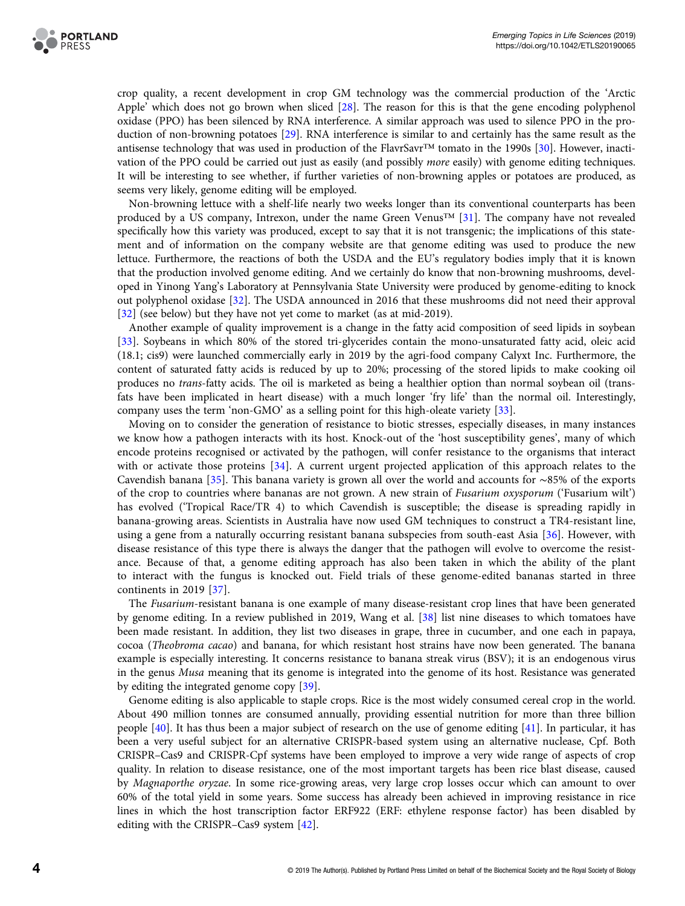crop quality, a recent development in crop GM technology was the commercial production of the 'Arctic Apple' which does not go brown when sliced [28]. The reason for this is that the gene encoding polyphenol oxidase (PPO) has been silenced by RNA interference. A similar approach was used to silence PPO in the production of non-browning potatoes [29]. RNA interference is similar to and certainly has the same result as the antisense technology that was used in production of the FlavrSavr™ tomato in the 1990s [30]. However, inactivation of the PPO could be carried out just as easily (and possibly *more* easily) with genome editing techniques. It will be interesting to see whether, if further varieties of non-browning apples or potatoes are produced, as seems very likely, genome editing will be employed.

Non-browning lettuce with a shelf-life nearly two weeks longer than its conventional counterparts has been produced by a US company, Intrexon, under the name Green Venus™ [31]. The company have not revealed specifically how this variety was produced, except to say that it is not transgenic; the implications of this statement and of information on the company website are that genome editing was used to produce the new lettuce. Furthermore, the reactions of both the USDA and the EU's regulatory bodies imply that it is known that the production involved genome editing. And we certainly do know that non-browning mushrooms, developed in Yinong Yang's Laboratory at Pennsylvania State University were produced by genome-editing to knock out polyphenol oxidase [32]. The USDA announced in 2016 that these mushrooms did not need their approval [32] (see below) but they have not yet come to market (as at mid-2019).

Another example of quality improvement is a change in the fatty acid composition of seed lipids in soybean [33]. Soybeans in which 80% of the stored tri-glycerides contain the mono-unsaturated fatty acid, oleic acid (18.1; cis9) were launched commercially early in 2019 by the agri-food company Calyxt Inc. Furthermore, the content of saturated fatty acids is reduced by up to 20%; processing of the stored lipids to make cooking oil produces no *trans*-fatty acids. The oil is marketed as being a healthier option than normal soybean oil (trans-fats have been implicated in heart disease) with a much longer 'fry life' than the normal oil. Interestingly, company uses the term 'non-GMO' as a selling point for this high-oleate variety [33].

Moving on to consider the generation of resistance to biotic stresses, especially diseases, in many instances we know how a pathogen interacts with its host. Knock-out of the 'host susceptibility genes', many of which encode proteins recognised or activated by the pathogen, will confer resistance to the organisms that interact with or activate those proteins [34]. A current urgent projected application of this approach relates to the Cavendish banana [35]. This banana variety is grown all over the world and accounts for ∼85% of the exports of the crop to countries where bananas are not grown. A new strain of *Fusarium oxysporum* ('Fusarium wilt') has evolved ('Tropical Race/TR 4) to which Cavendish is susceptible; the disease is spreading rapidly in banana-growing areas. Scientists in Australia have now used GM techniques to construct a TR4-resistant line, using a gene from a naturally occurring resistant banana subspecies from south-east Asia [36]. However, with disease resistance of this type there is always the danger that the pathogen will evolve to overcome the resistance. Because of that, a genome editing approach has also been taken in which the ability of the plant to interact with the fungus is knocked out. Field trials of these genome-edited bananas started in three continents in 2019 [37].

The *Fusarium*-resistant banana is one example of many disease-resistant crop lines that have been generated by genome editing. In a review published in 2019, Wang et al. [38] list nine diseases to which tomatoes have been made resistant. In addition, they list two diseases in grape, three in cucumber, and one each in papaya, cocoa (*Theobroma cacao*) and banana, for which resistant host strains have now been generated. The banana example is especially interesting. It concerns resistance to banana streak virus (BSV); it is an endogenous virus in the genus *Musa* meaning that its genome is integrated into the genome of its host. Resistance was generated by editing the integrated genome copy [39].

Genome editing is also applicable to staple crops. Rice is the most widely consumed cereal crop in the world. About 490 million tonnes are consumed annually, providing essential nutrition for more than three billion people [40]. It has thus been a major subject of research on the use of genome editing [41]. In particular, it has been a very useful subject for an alternative CRISPR-based system using an alternative nuclease, Cpf. Both CRISPR–Cas9 and CRISPR-Cpf systems have been employed to improve a very wide range of aspects of crop quality. In relation to disease resistance, one of the most important targets has been rice blast disease, caused by *Magnaporthe oryzae*. In some rice-growing areas, very large crop losses occur which can amount to over 60% of the total yield in some years. Some success has already been achieved in improving resistance in rice lines in which the host transcription factor ERF922 (ERF: ethylene response factor) has been disabled by editing with the CRISPR–Cas9 system [42].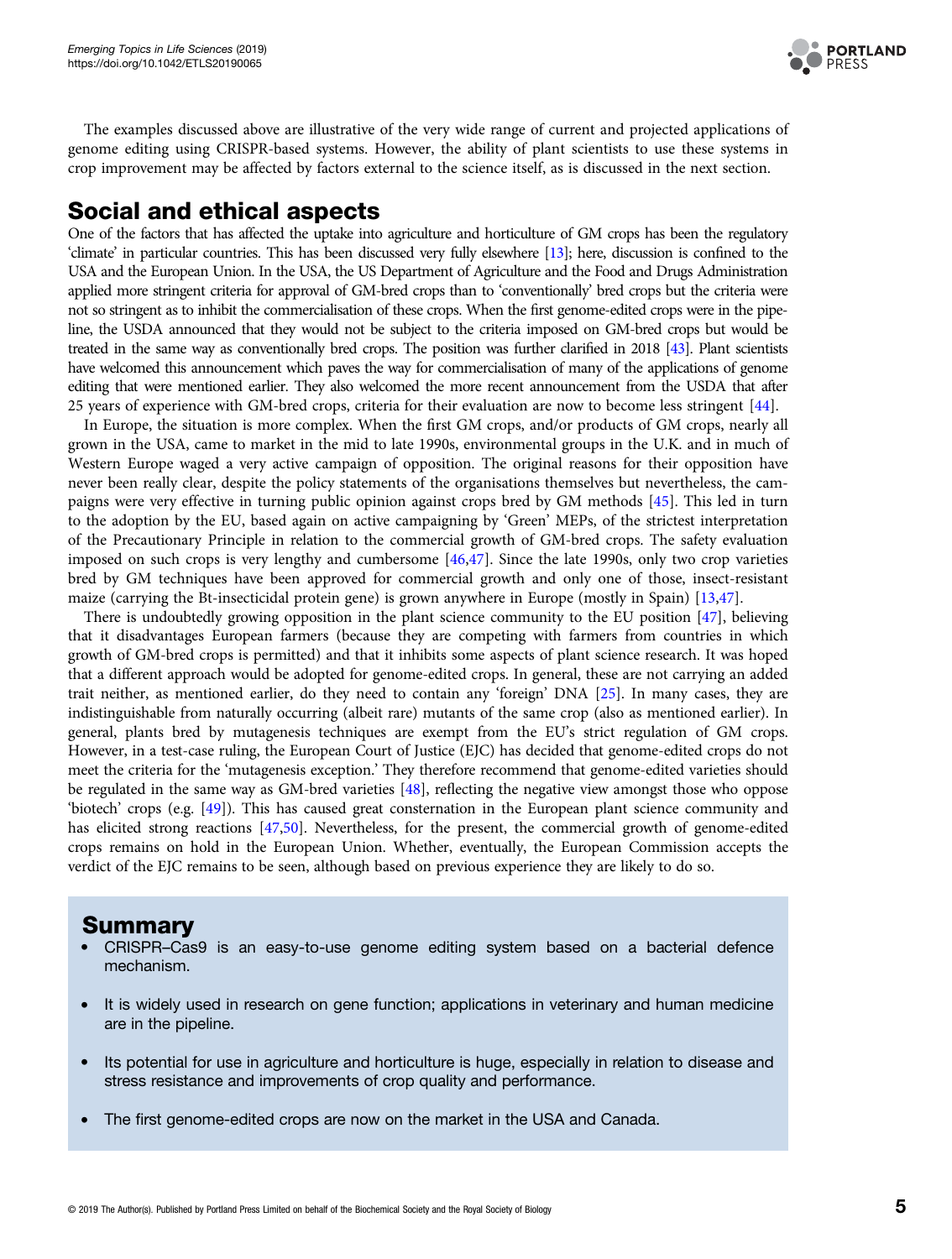The examples discussed above are illustrative of the very wide range of current and projected applications of genome editing using CRISPR-based systems. However, the ability of plant scientists to use these systems in crop improvement may be affected by factors external to the science itself, as is discussed in the next section.

## Social and ethical aspects

One of the factors that has affected the uptake into agriculture and horticulture of GM crops has been the regulatory 'climate' in particular countries. This has been discussed very fully elsewhere [13]; here, discussion is confined to the USA and the European Union. In the USA, the US Department of Agriculture and the Food and Drugs Administration applied more stringent criteria for approval of GM-bred crops than to 'conventionally' bred crops but the criteria were not so stringent as to inhibit the commercialisation of these crops. When the first genome-edited crops were in the pipeline, the USDA announced that they would not be subject to the criteria imposed on GM-bred crops but would be treated in the same way as conventionally bred crops. The position was further clarified in 2018 [43]. Plant scientists have welcomed this announcement which paves the way for commercialisation of many of the applications of genome editing that were mentioned earlier. They also welcomed the more recent announcement from the USDA that after 25 years of experience with GM-bred crops, criteria for their evaluation are now to become less stringent [44].

In Europe, the situation is more complex. When the first GM crops, and/or products of GM crops, nearly all grown in the USA, came to market in the mid to late 1990s, environmental groups in the U.K. and in much of Western Europe waged a very active campaign of opposition. The original reasons for their opposition have never been really clear, despite the policy statements of the organisations themselves but nevertheless, the campaigns were very effective in turning public opinion against crops bred by GM methods [45]. This led in turn to the adoption by the EU, based again on active campaigning by 'Green' MEPs, of the strictest interpretation of the Precautionary Principle in relation to the commercial growth of GM-bred crops. The safety evaluation imposed on such crops is very lengthy and cumbersome [46,47]. Since the late 1990s, only two crop varieties bred by GM techniques have been approved for commercial growth and only one of those, insect-resistant maize (carrying the Bt-insecticidal protein gene) is grown anywhere in Europe (mostly in Spain) [13,47].

There is undoubtedly growing opposition in the plant science community to the EU position [47], believing that it disadvantages European farmers (because they are competing with farmers from countries in which growth of GM-bred crops is permitted) and that it inhibits some aspects of plant science research. It was hoped that a different approach would be adopted for genome-edited crops. In general, these are not carrying an added trait neither, as mentioned earlier, do they need to contain any 'foreign' DNA [25]. In many cases, they are indistinguishable from naturally occurring (albeit rare) mutants of the same crop (also as mentioned earlier). In general, plants bred by mutagenesis techniques are exempt from the EU's strict regulation of GM crops. However, in a test-case ruling, the European Court of Justice (EJC) has decided that genome-edited crops do not meet the criteria for the 'mutagenesis exception.' They therefore recommend that genome-edited varieties should be regulated in the same way as GM-bred varieties [48], reflecting the negative view amongst those who oppose 'biotech' crops (e.g. [49]). This has caused great consternation in the European plant science community and has elicited strong reactions [47,50]. Nevertheless, for the present, the commercial growth of genome-edited crops remains on hold in the European Union. Whether, eventually, the European Commission accepts the verdict of the EJC remains to be seen, although based on previous experience they are likely to do so.

## Summary

- CRISPR–Cas9 is an easy-to-use genome editing system based on a bacterial defence mechanism.
- It is widely used in research on gene function; applications in veterinary and human medicine are in the pipeline.
- Its potential for use in agriculture and horticulture is huge, especially in relation to disease and stress resistance and improvements of crop quality and performance.
- The first genome-edited crops are now on the market in the USA and Canada.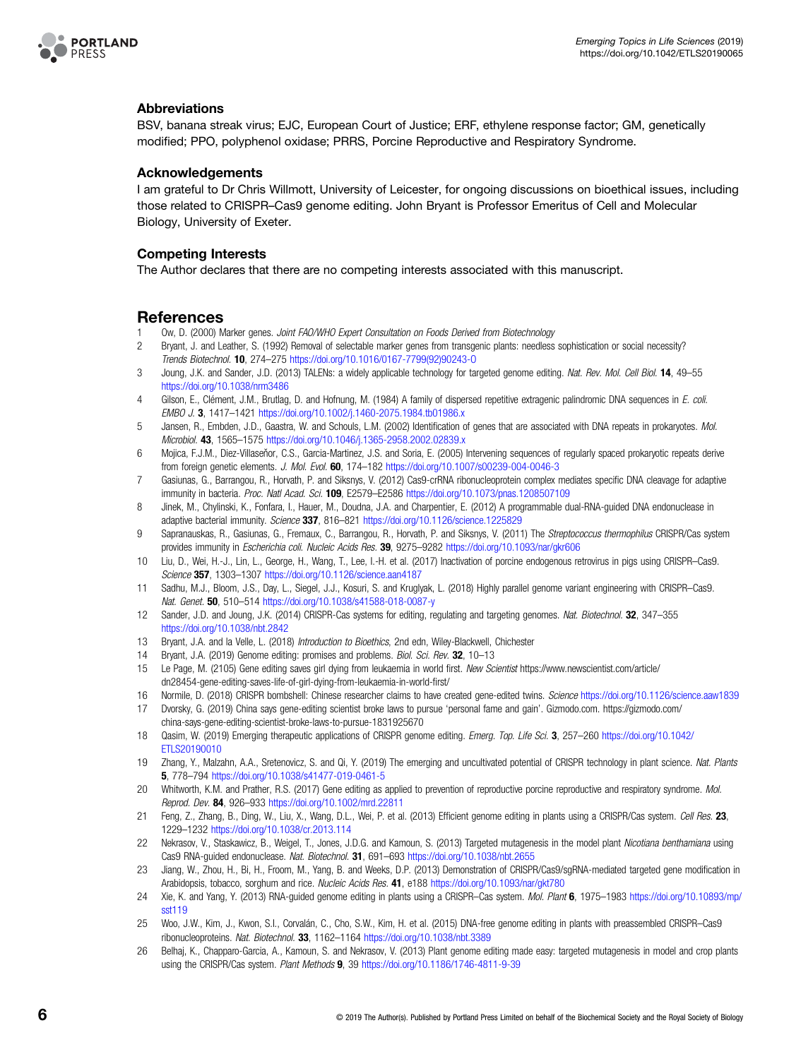### Abbreviations

BSV, banana streak virus; EJC, European Court of Justice; ERF, ethylene response factor; GM, genetically modified; PPO, polyphenol oxidase; PRRS, Porcine Reproductive and Respiratory Syndrome.

### Acknowledgements

I am grateful to Dr Chris Willmott, University of Leicester, for ongoing discussions on bioethical issues, including those related to CRISPR–Cas9 genome editing. John Bryant is Professor Emeritus of Cell and Molecular Biology, University of Exeter.

### Competing Interests

The Author declares that there are no competing interests associated with this manuscript.

## References

1. Ow, D. (2000) Marker genes. *Joint FAO/WHO Expert Consultation on Foods Derived from Biotechnology*
2. Bryant, J. and Leather, S. (1992) Removal of selectable marker genes from transgenic plants: needless sophistication or social necessity? *Trends Biotechnol.* **10**, 274–275 https://doi.org/10.1016/0167-7799(92)90243-O
3. Joung, J.K. and Sander, J.D. (2013) TALENs: a widely applicable technology for targeted genome editing. *Nat. Rev. Mol. Cell Biol.* **14**, 49–55 https://doi.org/10.1038/nrm3486
4. Gilson, E., Clément, J.M., Brutlag, D. and Hofnung, M. (1984) A family of dispersed repetitive extragenic palindromic DNA sequences in *E. coli*. *EMBO J.* **3**, 1417–1421 https://doi.org/10.1002/j.1460-2075.1984.tb01986.x
5. Jansen, R., Embden, J.D., Gaastra, W. and Schouls, L.M. (2002) Identification of genes that are associated with DNA repeats in prokaryotes. *Mol. Microbiol.* **43**, 1565–1575 https://doi.org/10.1046/j.1365-2958.2002.02839.x
6. Mojica, F.J.M., Diez-Villaseñor, C.S., Garcia-Martinez, J.S. and Soria, E. (2005) Intervening sequences of regularly spaced prokaryotic repeats derive from foreign genetic elements. *J. Mol. Evol.* **60**, 174–182 https://doi.org/10.1007/s00239-004-0046-3
7. Gasiunas, G., Barrangou, R., Horvath, P. and Siksnys, V. (2012) Cas9-crRNA ribonucleoprotein complex mediates specific DNA cleavage for adaptive immunity in bacteria. *Proc. Natl Acad. Sci.* **109**, E2579–E2586 https://doi.org/10.1073/pnas.1208507109
8. Jinek, M., Chylinski, K., Fonfara, I., Hauer, M., Doudna, J.A. and Charpentier, E. (2012) A programmable dual-RNA-guided DNA endonuclease in adaptive bacterial immunity. *Science* **337**, 816–821 https://doi.org/10.1126/science.1225829
9. Sapranauskas, R., Gasiunas, G., Fremaux, C., Barrangou, R., Horvath, P. and Siksnys, V. (2011) The *Streptococcus thermophilus* CRISPR/Cas system provides immunity in *Escherichia coli*. *Nucleic Acids Res.* **39**, 9275–9282 https://doi.org/10.1093/nar/gkr606
10. Liu, D., Wei, H.-J., Lin, L., George, H., Wang, T., Lee, I.-H. et al. (2017) Inactivation of porcine endogenous retrovirus in pigs using CRISPR–Cas9. *Science* **357**, 1303–1307 https://doi.org/10.1126/science.aan4187
11. Sadhu, M.J., Bloom, J.S., Day, L., Siegel, J.J., Kosuri, S. and Kruglyak, L. (2018) Highly parallel genome variant engineering with CRISPR–Cas9. *Nat. Genet.* **50**, 510–514 https://doi.org/10.1038/s41588-018-0087-y
12. Sander, J.D. and Joung, J.K. (2014) CRISPR-Cas systems for editing, regulating and targeting genomes. *Nat. Biotechnol.* **32**, 347–355 https://doi.org/10.1038/nbt.2842
13. Bryant, J.A. and la Velle, L. (2018) *Introduction to Bioethics*, 2nd edn, Wiley-Blackwell, Chichester
14. Bryant, J.A. (2019) Genome editing: promises and problems. *Biol. Sci. Rev.* **32**, 10–13
15. Le Page, M. (2105) Gene editing saves girl dying from leukaemia in world first. *New Scientist* https://www.newscientist.com/article/dn28454-gene-editing-saves-life-of-girl-dying-from-leukaemia-in-world-first/
16. Normile, D. (2018) CRISPR bombshell: Chinese researcher claims to have created gene-edited twins. *Science* https://doi.org/10.1126/science.aaw1839
17. Dvorsky, G. (2019) China says gene-editing scientist broke laws to pursue 'personal fame and gain'. Gizmodo.com. https://gizmodo.com/china-says-gene-editing-scientist-broke-laws-to-pursue-1831925670
18. Qasim, W. (2019) Emerging therapeutic applications of CRISPR genome editing. *Emerg. Top. Life Sci.* **3**, 257–260 https://doi.org/10.1042/ETLS20190010
19. Zhang, Y., Malzahn, A.A., Sretenovicz, S. and Qi, Y. (2019) The emerging and uncultivated potential of CRISPR technology in plant science. *Nat. Plants* **5**, 778–794 https://doi.org/10.1038/s41477-019-0461-5
20. Whitworth, K.M. and Prather, R.S. (2017) Gene editing as applied to prevention of reproductive porcine reproductive and respiratory syndrome. *Mol. Reprod. Dev.* **84**, 926–933 https://doi.org/10.1002/mrd.22811
21. Feng, Z., Zhang, B., Ding, W., Liu, X., Wang, D.L., Wei, P. et al. (2013) Efficient genome editing in plants using a CRISPR/Cas system. *Cell Res.* **23**, 1229–1232 https://doi.org/10.1038/cr.2013.114
22. Nekrasov, V., Staskawicz, B., Weigel, T., Jones, J.D.G. and Kamoun, S. (2013) Targeted mutagenesis in the model plant *Nicotiana benthamiana* using Cas9 RNA-guided endonuclease. *Nat. Biotechnol.* **31**, 691–693 https://doi.org/10.1038/nbt.2655
23. Jiang, W., Zhou, H., Bi, H., Froom, M., Yang, B. and Weeks, D.P. (2013) Demonstration of CRISPR/Cas9/sgRNA-mediated targeted gene modification in Arabidopsis, tobacco, sorghum and rice. *Nucleic Acids Res.* **41**, e188 https://doi.org/10.1093/nar/gkt780
24. Xie, K. and Yang, Y. (2013) RNA-guided genome editing in plants using a CRISPR–Cas system. *Mol. Plant* **6**, 1975–1983 https://doi.org/10.10893/mp/sst119
25. Woo, J.W., Kim, J., Kwon, S.I., Corvalán, C., Cho, S.W., Kim, H. et al. (2015) DNA-free genome editing in plants with preassembled CRISPR–Cas9 ribonucleoproteins. *Nat. Biotechnol.* **33**, 1162–1164 https://doi.org/10.1038/nbt.3389
26. Belhaj, K., Chapparo-Garcia, A., Kamoun, S. and Nekrasov, V. (2013) Plant genome editing made easy: targeted mutagenesis in model and crop plants using the CRISPR/Cas system. *Plant Methods* **9**, 39 https://doi.org/10.1186/1746-4811-9-39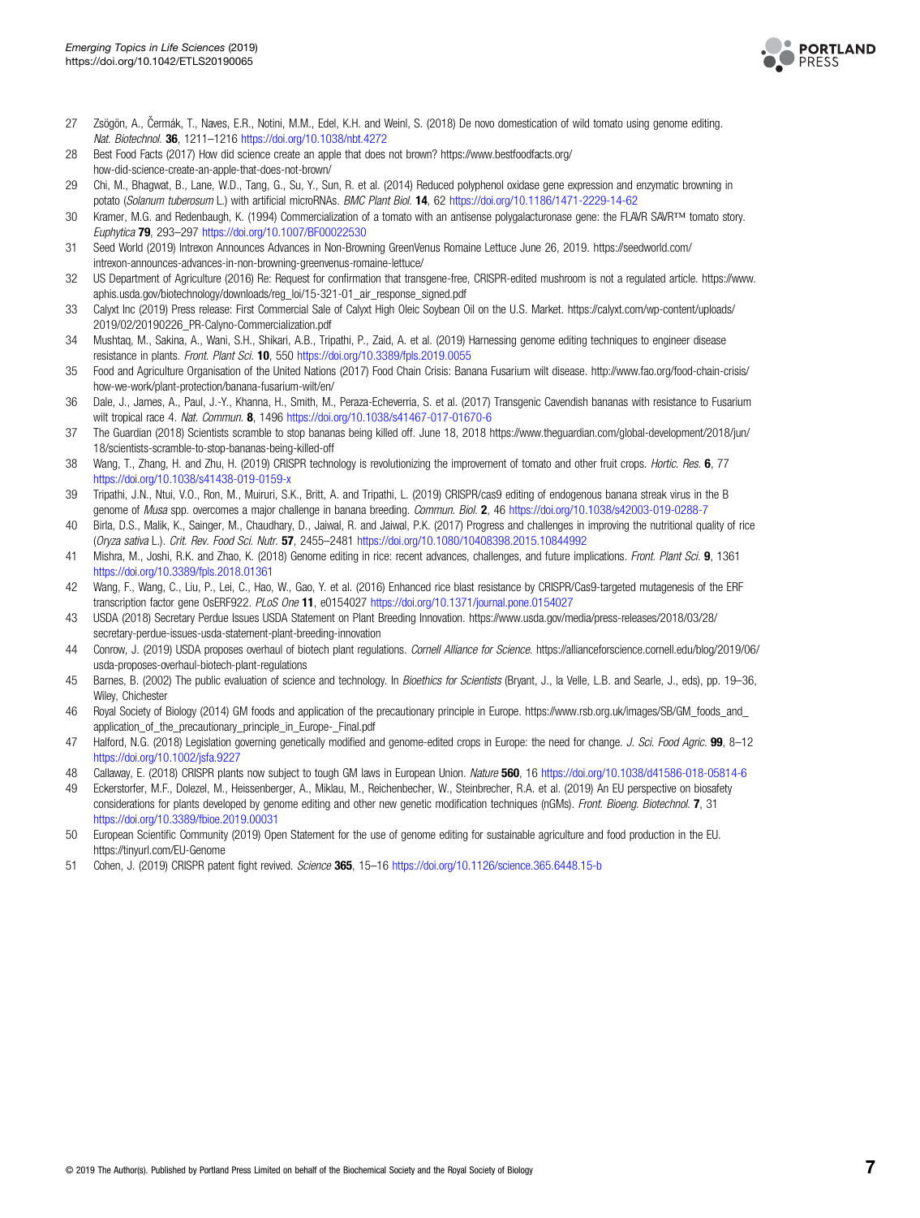27 Zsögön, A., Čermák, T., Naves, E.R., Notini, M.M., Edel, K.H. and Weinl, S. (2018) De novo domestication of wild tomato using genome editing. *Nat. Biotechnol.* **36**, 1211–1216 https://doi.org/10.1038/nbt.4272

28 Best Food Facts (2017) How did science create an apple that does not brown? https://www.bestfoodfacts.org/how-did-science-create-an-apple-that-does-not-brown/

29 Chi, M., Bhagwat, B., Lane, W.D., Tang, G., Su, Y., Sun, R. et al. (2014) Reduced polyphenol oxidase gene expression and enzymatic browning in potato (*Solanum tuberosum* L.) with artificial microRNAs. *BMC Plant Biol.* **14**, 62 https://doi.org/10.1186/1471-2229-14-62

30 Kramer, M.G. and Redenbaugh, K. (1994) Commercialization of a tomato with an antisense polygalacturonase gene: the FLAVR SAVR™ tomato story. *Euphytica* **79**, 293–297 https://doi.org/10.1007/BF00022530

31 Seed World (2019) Intrexon Announces Advances in Non-Browning GreenVenus Romaine Lettuce June 26, 2019. https://seedworld.com/intrexon-announces-advances-in-non-browning-greenvenus-romaine-lettuce/

32 US Department of Agriculture (2016) Re: Request for confirmation that transgene-free, CRISPR-edited mushroom is not a regulated article. https://www.aphis.usda.gov/biotechnology/downloads/reg_loi/15-321-01_air_response_signed.pdf

33 Calyxt Inc (2019) Press release: First Commercial Sale of Calyxt High Oleic Soybean Oil on the U.S. Market. https://calyxt.com/wp-content/uploads/2019/02/20190226_PR-Calyno-Commercialization.pdf

34 Mushtaq, M., Sakina, A., Wani, S.H., Shikari, A.B., Tripathi, P., Zaid, A. et al. (2019) Harnessing genome editing techniques to engineer disease resistance in plants. *Front. Plant Sci.* **10**, 550 https://doi.org/10.3389/fpls.2019.0055

35 Food and Agriculture Organisation of the United Nations (2017) Food Chain Crisis: Banana Fusarium wilt disease. http://www.fao.org/food-chain-crisis/how-we-work/plant-protection/banana-fusarium-wilt/en/

36 Dale, J., James, A., Paul, J.-Y., Khanna, H., Smith, M., Peraza-Echeverria, S. et al. (2017) Transgenic Cavendish bananas with resistance to Fusarium wilt tropical race 4. *Nat. Commun.* **8**, 1496 https://doi.org/10.1038/s41467-017-01670-6

37 The Guardian (2018) Scientists scramble to stop bananas being killed off. June 18, 2018 https://www.theguardian.com/global-development/2018/jun/18/scientists-scramble-to-stop-bananas-being-killed-off

38 Wang, T., Zhang, H. and Zhu, H. (2019) CRISPR technology is revolutionizing the improvement of tomato and other fruit crops. *Hortic. Res.* **6**, 77 https://doi.org/10.1038/s41438-019-0159-x

39 Tripathi, J.N., Ntui, V.O., Ron, M., Muiruri, S.K., Britt, A. and Tripathi, L. (2019) CRISPR/cas9 editing of endogenous banana streak virus in the B genome of *Musa* spp. overcomes a major challenge in banana breeding. *Commun. Biol.* **2**, 46 https://doi.org/10.1038/s42003-019-0288-7

40 Birla, D.S., Malik, K., Sainger, M., Chaudhary, D., Jaiwal, R. and Jaiwal, P.K. (2017) Progress and challenges in improving the nutritional quality of rice (*Oryza sativa* L.). *Crit. Rev. Food Sci. Nutr.* **57**, 2455–2481 https://doi.org/10.1080/10408398.2015.10844992

41 Mishra, M., Joshi, R.K. and Zhao, K. (2018) Genome editing in rice: recent advances, challenges, and future implications. *Front. Plant Sci.* **9**, 1361 https://doi.org/10.3389/fpls.2018.01361

42 Wang, F., Wang, C., Liu, P., Lei, C., Hao, W., Gao, Y. et al. (2016) Enhanced rice blast resistance by CRISPR/Cas9-targeted mutagenesis of the ERF transcription factor gene OsERF922. *PLoS One* **11**, e0154027 https://doi.org/10.1371/journal.pone.0154027

43 USDA (2018) Secretary Perdue Issues USDA Statement on Plant Breeding Innovation. https://www.usda.gov/media/press-releases/2018/03/28/secretary-perdue-issues-usda-statement-plant-breeding-innovation

44 Conrow, J. (2019) USDA proposes overhaul of biotech plant regulations. *Cornell Alliance for Science.* https://allianceforscience.cornell.edu/blog/2019/06/usda-proposes-overhaul-biotech-plant-regulations

45 Barnes, B. (2002) The public evaluation of science and technology. In *Bioethics for Scientists* (Bryant, J., la Velle, L.B. and Searle, J., eds), pp. 19–36, Wiley, Chichester

46 Royal Society of Biology (2014) GM foods and application of the precautionary principle in Europe. https://www.rsb.org.uk/images/SB/GM_foods_and_application_of_the_precautionary_principle_in_Europe-_Final.pdf

47 Halford, N.G. (2018) Legislation governing genetically modified and genome-edited crops in Europe: the need for change. *J. Sci. Food Agric.* **99**, 8–12 https://doi.org/10.1002/jsfa.9227

48 Callaway, E. (2018) CRISPR plants now subject to tough GM laws in European Union. *Nature* **560**, 16 https://doi.org/10.1038/d41586-018-05814-6

49 Eckerstorfer, M.F., Dolezel, M., Heissenberger, A., Miklau, M., Reichenbecher, W., Steinbrecher, R.A. et al. (2019) An EU perspective on biosafety considerations for plants developed by genome editing and other new genetic modification techniques (nGMs). *Front. Bioeng. Biotechnol.* **7**, 31 https://doi.org/10.3389/fbioe.2019.00031

50 European Scientific Community (2019) Open Statement for the use of genome editing for sustainable agriculture and food production in the EU. https://tinyurl.com/EU-Genome

51 Cohen, J. (2019) CRISPR patent fight revived. *Science* **365**, 15–16 https://doi.org/10.1126/science.365.6448.15-b

© 2019 The Author(s). Published by Portland Press Limited on behalf of the Biochemical Society and the Royal Society of Biology